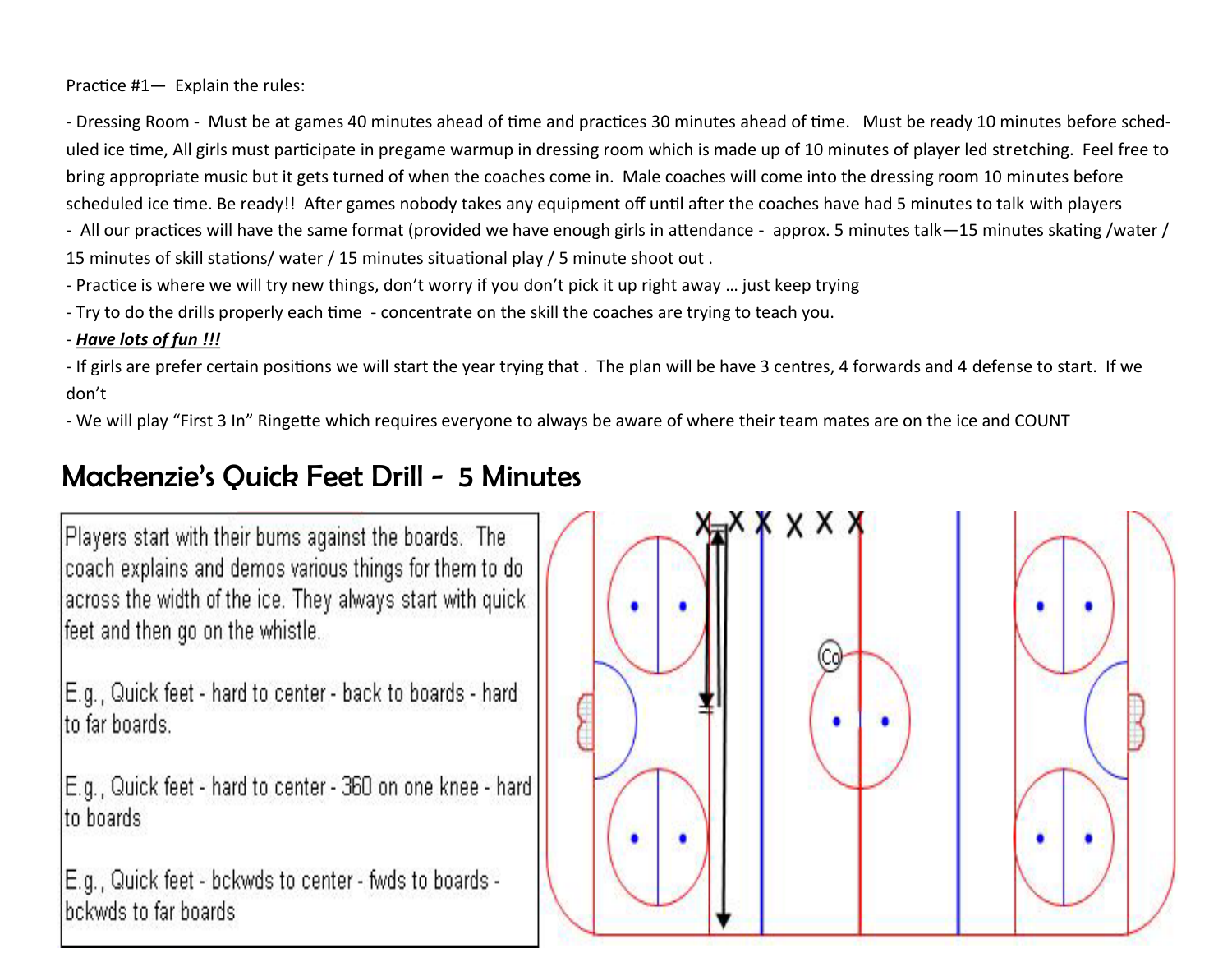Practice #1— Explain the rules:

- Dressing Room - Must be at games 40 minutes ahead of time and practices 30 minutes ahead of time. Must be ready 10 minutes before scheduled ice time, All girls must participate in pregame warmup in dressing room which is made up of 10 minutes of player led stretching. Feel free to bring appropriate music but it gets turned of when the coaches come in. Male coaches will come into the dressing room 10 minutes before scheduled ice time. Be ready!! After games nobody takes any equipment off until after the coaches have had 5 minutes to talk with players
- All our practices will have the same format (provided we have enough girls in attendance - approx. 5 minutes talk—15 minutes skating /water / 15 minutes of skill stations/ water / 15 minutes situational play / 5 minute shoot out .
- Practice is where we will try new things, don't worry if you don't pick it up right away … just keep trying
- Try to do the drills properly each time - concentrate on the skill the coaches are trying to teach you.
- ***Have lots of fun !!!***
- If girls are prefer certain positions we will start the year trying that . The plan will be have 3 centres, 4 forwards and 4 defense to start. If we don't
- We will play "First 3 In" Ringette which requires everyone to always be aware of where their team mates are on the ice and COUNT

## Mackenzie's Quick Feet Drill - 5 Minutes

Players start with their bums against the boards. The coach explains and demos various things for them to do across the width of the ice. They always start with quick feet and then go on the whistle.

E.g., Quick feet - hard to center - back to boards - hard to far boards.

E.g., Quick feet - hard to center - 360 on one knee - hard to boards

E.g., Quick feet - bckwds to center - fwds to boards - bckwds to far boards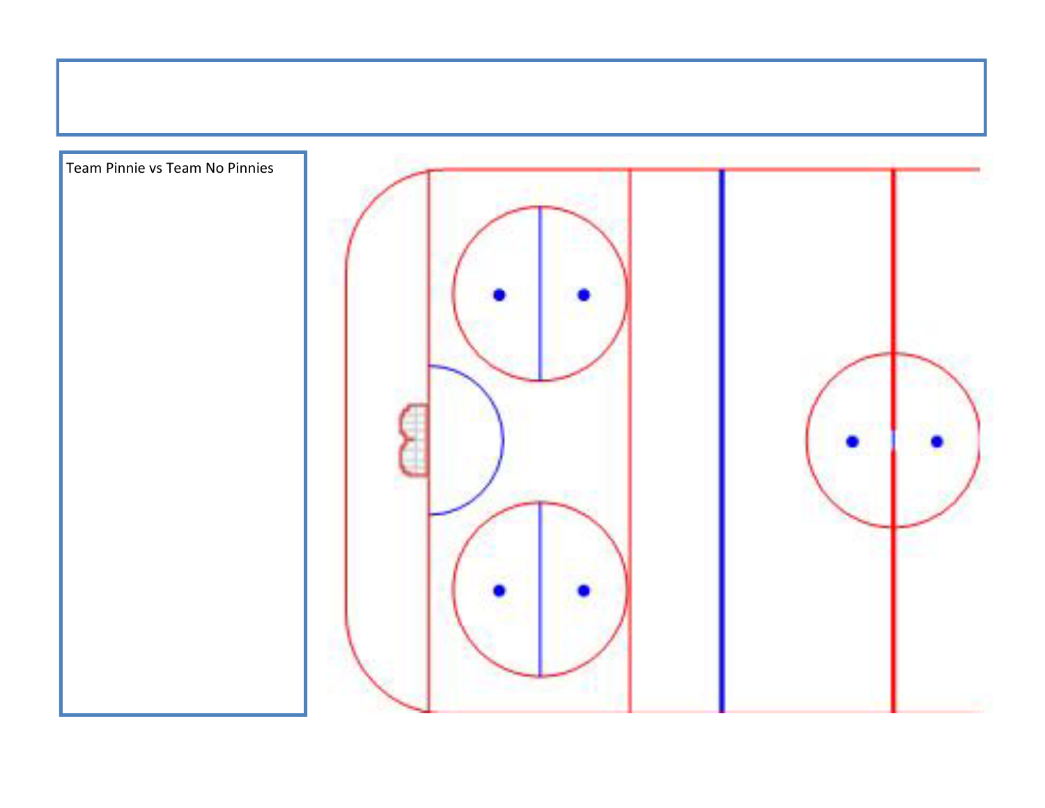Team Pinnie vs Team No Pinnies